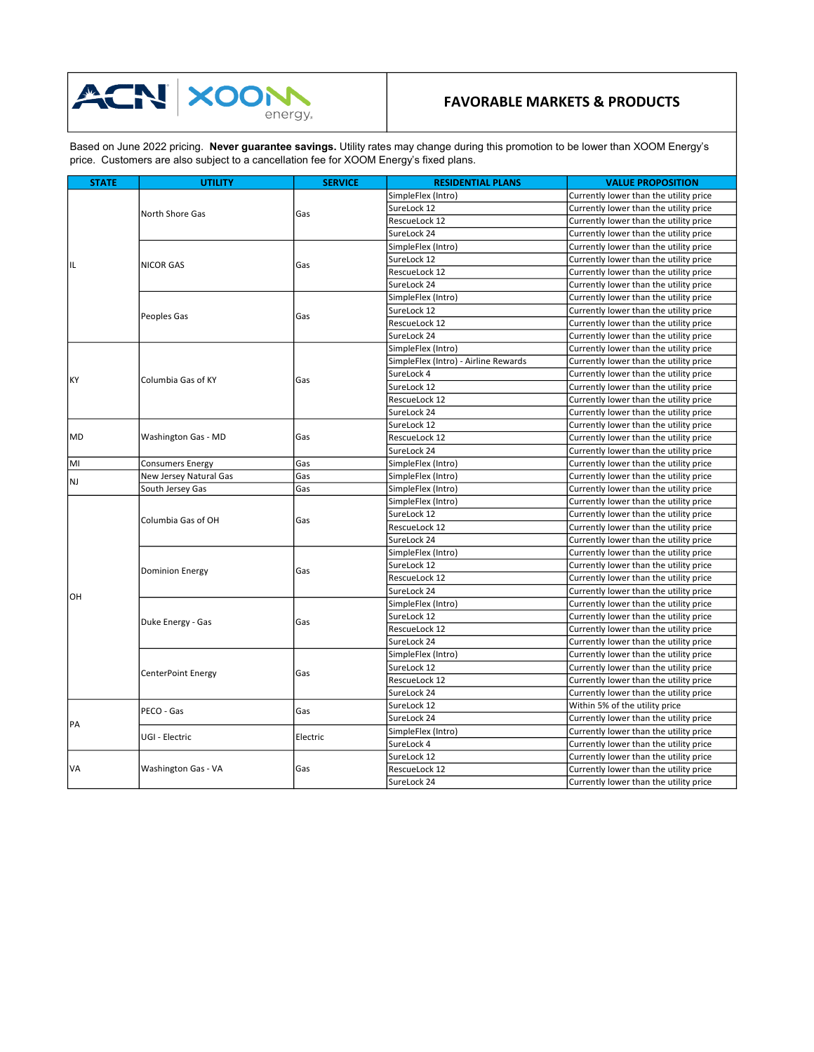# FAVORABLE MARKETS & PRODUCTS

Based on June 2022 pricing. **Never guarantee savings.** Utility rates may change during this promotion to be lower than XOOM Energy's price. Customers are also subject to a cancellation fee for XOOM Energy's fixed plans.

| STATE | UTILITY | SERVICE | RESIDENTIAL PLANS | VALUE PROPOSITION |
|---|---|---|---|---|
| IL | North Shore Gas | Gas | SimpleFlex (Intro) | Currently lower than the utility price |
| | | | SureLock 12 | Currently lower than the utility price |
| | | | RescueLock 12 | Currently lower than the utility price |
| | | | SureLock 24 | Currently lower than the utility price |
| | NICOR GAS | Gas | SimpleFlex (Intro) | Currently lower than the utility price |
| | | | SureLock 12 | Currently lower than the utility price |
| | | | RescueLock 12 | Currently lower than the utility price |
| | | | SureLock 24 | Currently lower than the utility price |
| | Peoples Gas | Gas | SimpleFlex (Intro) | Currently lower than the utility price |
| | | | SureLock 12 | Currently lower than the utility price |
| | | | RescueLock 12 | Currently lower than the utility price |
| | | | SureLock 24 | Currently lower than the utility price |
| KY | Columbia Gas of KY | Gas | SimpleFlex (Intro) | Currently lower than the utility price |
| | | | SimpleFlex (Intro) - Airline Rewards | Currently lower than the utility price |
| | | | SureLock 4 | Currently lower than the utility price |
| | | | SureLock 12 | Currently lower than the utility price |
| | | | RescueLock 12 | Currently lower than the utility price |
| | | | SureLock 24 | Currently lower than the utility price |
| MD | Washington Gas - MD | Gas | SureLock 12 | Currently lower than the utility price |
| | | | RescueLock 12 | Currently lower than the utility price |
| | | | SureLock 24 | Currently lower than the utility price |
| MI | Consumers Energy | Gas | SimpleFlex (Intro) | Currently lower than the utility price |
| NJ | New Jersey Natural Gas | Gas | SimpleFlex (Intro) | Currently lower than the utility price |
| | South Jersey Gas | Gas | SimpleFlex (Intro) | Currently lower than the utility price |
| OH | Columbia Gas of OH | Gas | SimpleFlex (Intro) | Currently lower than the utility price |
| | | | SureLock 12 | Currently lower than the utility price |
| | | | RescueLock 12 | Currently lower than the utility price |
| | | | SureLock 24 | Currently lower than the utility price |
| | Dominion Energy | Gas | SimpleFlex (Intro) | Currently lower than the utility price |
| | | | SureLock 12 | Currently lower than the utility price |
| | | | RescueLock 12 | Currently lower than the utility price |
| | | | SureLock 24 | Currently lower than the utility price |
| | Duke Energy - Gas | Gas | SimpleFlex (Intro) | Currently lower than the utility price |
| | | | SureLock 12 | Currently lower than the utility price |
| | | | RescueLock 12 | Currently lower than the utility price |
| | | | SureLock 24 | Currently lower than the utility price |
| | CenterPoint Energy | Gas | SimpleFlex (Intro) | Currently lower than the utility price |
| | | | SureLock 12 | Currently lower than the utility price |
| | | | RescueLock 12 | Currently lower than the utility price |
| | | | SureLock 24 | Currently lower than the utility price |
| PA | PECO - Gas | Gas | SureLock 12 | Within 5% of the utility price |
| | | | SureLock 24 | Currently lower than the utility price |
| | UGI - Electric | Electric | SimpleFlex (Intro) | Currently lower than the utility price |
| | | | SureLock 4 | Currently lower than the utility price |
| VA | Washington Gas - VA | Gas | SureLock 12 | Currently lower than the utility price |
| | | | RescueLock 12 | Currently lower than the utility price |
| | | | SureLock 24 | Currently lower than the utility price |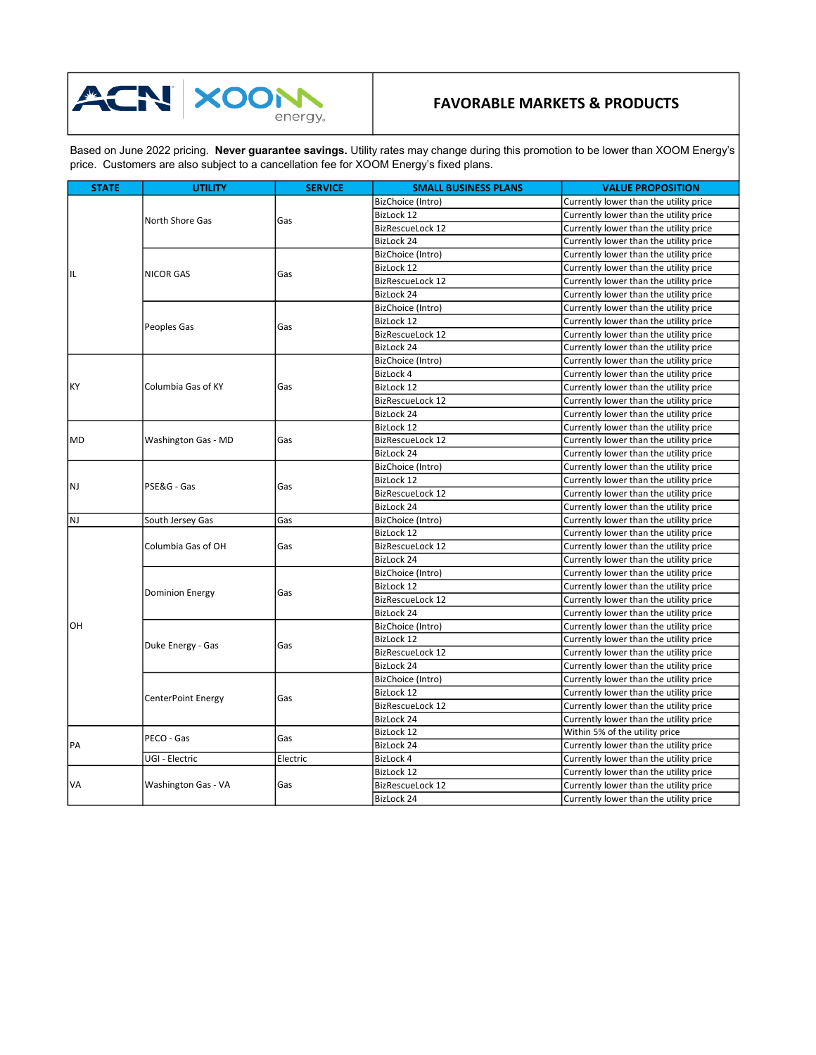# FAVORABLE MARKETS & PRODUCTS

Based on June 2022 pricing. **Never guarantee savings.** Utility rates may change during this promotion to be lower than XOOM Energy's price. Customers are also subject to a cancellation fee for XOOM Energy's fixed plans.

| STATE | UTILITY | SERVICE | SMALL BUSINESS PLANS | VALUE PROPOSITION |
|---|---|---|---|---|
| IL | North Shore Gas | Gas | BizChoice (Intro) | Currently lower than the utility price |
| | | | BizLock 12 | Currently lower than the utility price |
| | | | BizRescueLock 12 | Currently lower than the utility price |
| | | | BizLock 24 | Currently lower than the utility price |
| | NICOR GAS | Gas | BizChoice (Intro) | Currently lower than the utility price |
| | | | BizLock 12 | Currently lower than the utility price |
| | | | BizRescueLock 12 | Currently lower than the utility price |
| | | | BizLock 24 | Currently lower than the utility price |
| | Peoples Gas | Gas | BizChoice (Intro) | Currently lower than the utility price |
| | | | BizLock 12 | Currently lower than the utility price |
| | | | BizRescueLock 12 | Currently lower than the utility price |
| | | | BizLock 24 | Currently lower than the utility price |
| KY | Columbia Gas of KY | Gas | BizChoice (Intro) | Currently lower than the utility price |
| | | | BizLock 4 | Currently lower than the utility price |
| | | | BizLock 12 | Currently lower than the utility price |
| | | | BizRescueLock 12 | Currently lower than the utility price |
| | | | BizLock 24 | Currently lower than the utility price |
| MD | Washington Gas - MD | Gas | BizLock 12 | Currently lower than the utility price |
| | | | BizRescueLock 12 | Currently lower than the utility price |
| | | | BizLock 24 | Currently lower than the utility price |
| NJ | PSE&G - Gas | Gas | BizChoice (Intro) | Currently lower than the utility price |
| | | | BizLock 12 | Currently lower than the utility price |
| | | | BizRescueLock 12 | Currently lower than the utility price |
| | | | BizLock 24 | Currently lower than the utility price |
| NJ | South Jersey Gas | Gas | BizChoice (Intro) | Currently lower than the utility price |
| OH | Columbia Gas of OH | Gas | BizLock 12 | Currently lower than the utility price |
| | | | BizRescueLock 12 | Currently lower than the utility price |
| | | | BizLock 24 | Currently lower than the utility price |
| | Dominion Energy | Gas | BizChoice (Intro) | Currently lower than the utility price |
| | | | BizLock 12 | Currently lower than the utility price |
| | | | BizRescueLock 12 | Currently lower than the utility price |
| | | | BizLock 24 | Currently lower than the utility price |
| | Duke Energy - Gas | Gas | BizChoice (Intro) | Currently lower than the utility price |
| | | | BizLock 12 | Currently lower than the utility price |
| | | | BizRescueLock 12 | Currently lower than the utility price |
| | | | BizLock 24 | Currently lower than the utility price |
| | CenterPoint Energy | Gas | BizChoice (Intro) | Currently lower than the utility price |
| | | | BizLock 12 | Currently lower than the utility price |
| | | | BizRescueLock 12 | Currently lower than the utility price |
| | | | BizLock 24 | Currently lower than the utility price |
| PA | PECO - Gas | Gas | BizLock 12 | Within 5% of the utility price |
| | | | BizLock 24 | Currently lower than the utility price |
| | UGI - Electric | Electric | BizLock 4 | Currently lower than the utility price |
| VA | Washington Gas - VA | Gas | BizLock 12 | Currently lower than the utility price |
| | | | BizRescueLock 12 | Currently lower than the utility price |
| | | | BizLock 24 | Currently lower than the utility price |